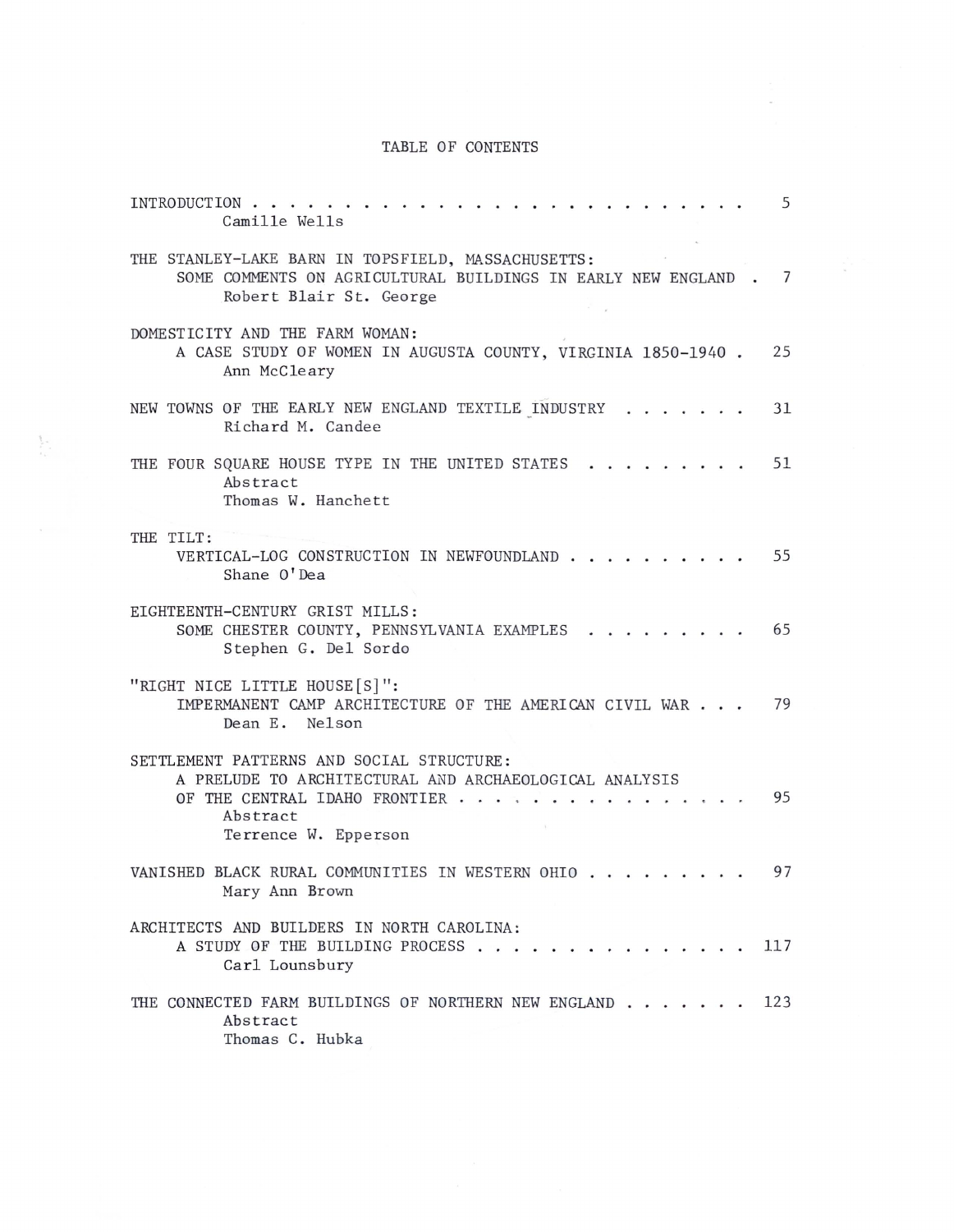# TABLE OF CONTENTS

INTRODUCTION . . . . . . . . . . . . . . . . . . . . . . . . . . . . 5
Camille Wells

THE STANLEY-LAKE BARN IN TOPSFIELD, MASSACHUSETTS:
SOME COMMENTS ON AGRICULTURAL BUILDINGS IN EARLY NEW ENGLAND . 7
Robert Blair St. George

DOMESTICITY AND THE FARM WOMAN:
A CASE STUDY OF WOMEN IN AUGUSTA COUNTY, VIRGINIA 1850-1940 . 25
Ann McCleary

NEW TOWNS OF THE EARLY NEW ENGLAND TEXTILE INDUSTRY . . . . . . . 31
Richard M. Candee

THE FOUR SQUARE HOUSE TYPE IN THE UNITED STATES . . . . . . . . . 51
Abstract
Thomas W. Hanchett

THE TILT:
VERTICAL-LOG CONSTRUCTION IN NEWFOUNDLAND . . . . . . . . . . 55
Shane O'Dea

EIGHTEENTH-CENTURY GRIST MILLS:
SOME CHESTER COUNTY, PENNSYLVANIA EXAMPLES . . . . . . . . . 65
Stephen G. Del Sordo

"RIGHT NICE LITTLE HOUSE[S]":
IMPERMANENT CAMP ARCHITECTURE OF THE AMERICAN CIVIL WAR . . . 79
Dean E. Nelson

SETTLEMENT PATTERNS AND SOCIAL STRUCTURE:
A PRELUDE TO ARCHITECTURAL AND ARCHAEOLOGICAL ANALYSIS
OF THE CENTRAL IDAHO FRONTIER . . . . . . . . . . . . . . . . 95
Abstract
Terrence W. Epperson

VANISHED BLACK RURAL COMMUNITIES IN WESTERN OHIO . . . . . . . . . 97
Mary Ann Brown

ARCHITECTS AND BUILDERS IN NORTH CAROLINA:
A STUDY OF THE BUILDING PROCESS . . . . . . . . . . . . . . . 117
Carl Lounsbury

THE CONNECTED FARM BUILDINGS OF NORTHERN NEW ENGLAND . . . . . . . 123
Abstract
Thomas C. Hubka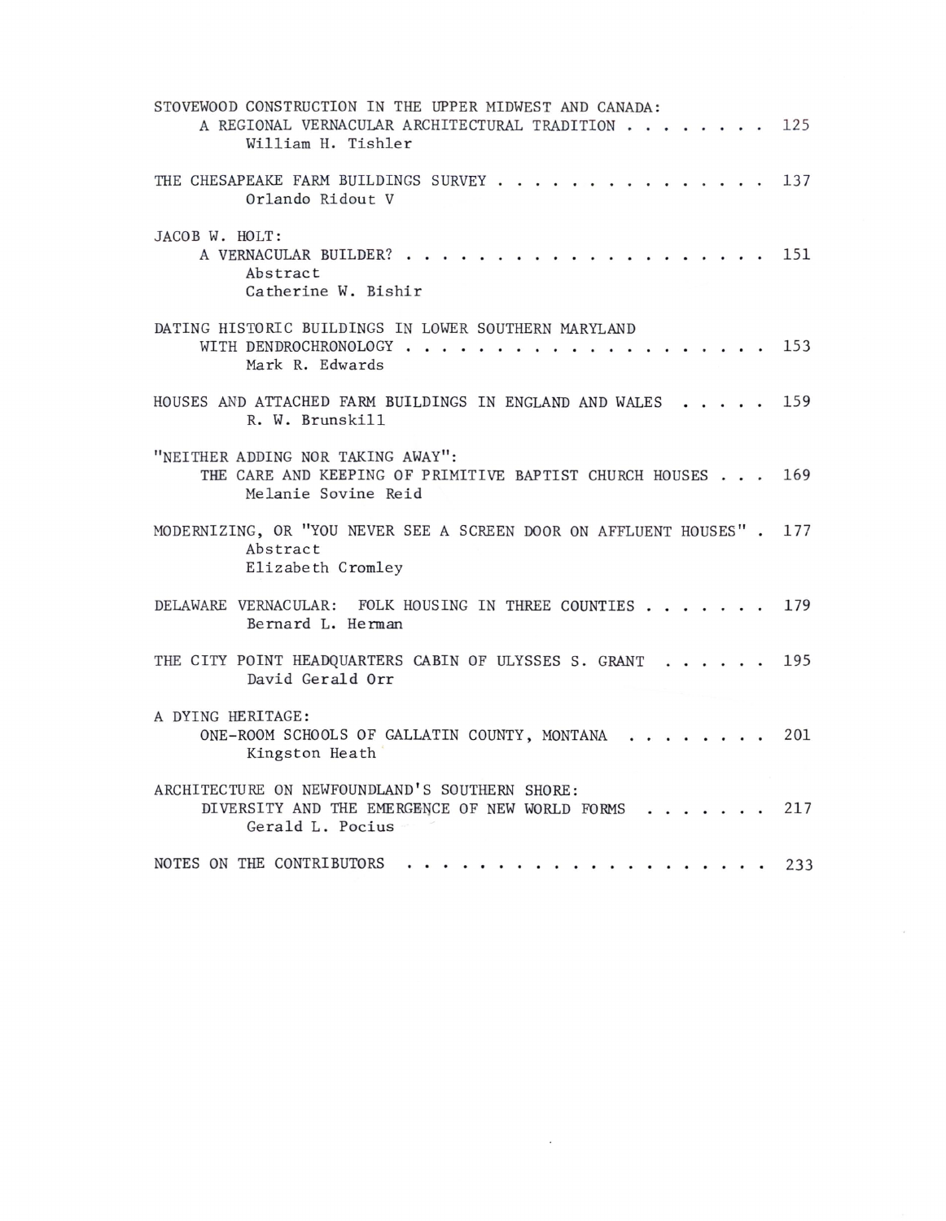STOVEWOOD CONSTRUCTION IN THE UPPER MIDWEST AND CANADA:
A REGIONAL VERNACULAR ARCHITECTURAL TRADITION . . . . . . . . 125
William H. Tishler

THE CHESAPEAKE FARM BUILDINGS SURVEY . . . . . . . . . . . . . . . . 137
Orlando Ridout V

JACOB W. HOLT:
A VERNACULAR BUILDER? . . . . . . . . . . . . . . . . . . . . 151
Abstract
Catherine W. Bishir

DATING HISTORIC BUILDINGS IN LOWER SOUTHERN MARYLAND
WITH DENDROCHRONOLOGY . . . . . . . . . . . . . . . . . . . . 153
Mark R. Edwards

HOUSES AND ATTACHED FARM BUILDINGS IN ENGLAND AND WALES . . . . . 159
R. W. Brunskill

"NEITHER ADDING NOR TAKING AWAY":
THE CARE AND KEEPING OF PRIMITIVE BAPTIST CHURCH HOUSES . . . 169
Melanie Sovine Reid

MODERNIZING, OR "YOU NEVER SEE A SCREEN DOOR ON AFFLUENT HOUSES" . 177
Abstract
Elizabeth Cromley

DELAWARE VERNACULAR: FOLK HOUSING IN THREE COUNTIES . . . . . . . 179
Bernard L. Herman

THE CITY POINT HEADQUARTERS CABIN OF ULYSSES S. GRANT . . . . . . 195
David Gerald Orr

A DYING HERITAGE:
ONE-ROOM SCHOOLS OF GALLATIN COUNTY, MONTANA . . . . . . . . 201
Kingston Heath

ARCHITECTURE ON NEWFOUNDLAND'S SOUTHERN SHORE:
DIVERSITY AND THE EMERGENCE OF NEW WORLD FORMS . . . . . . . 217
Gerald L. Pocius

NOTES ON THE CONTRIBUTORS . . . . . . . . . . . . . . . . . . . . 233